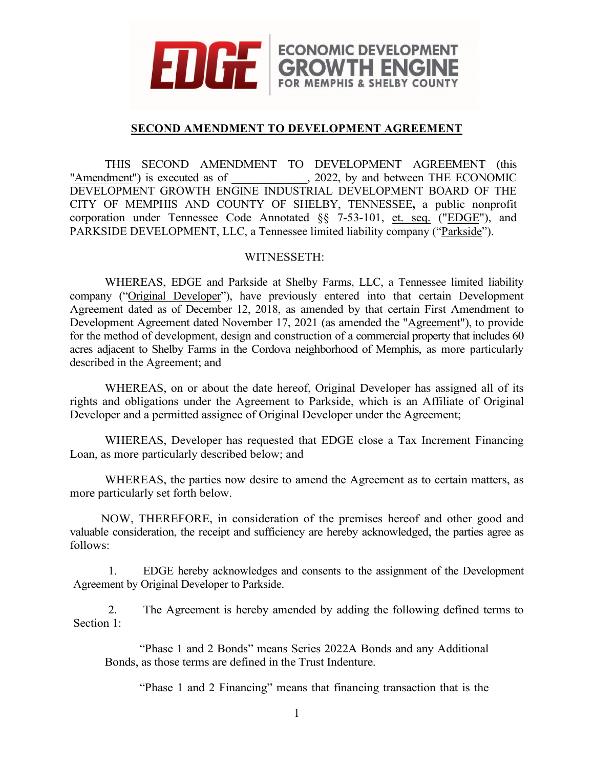ECONOMIC DEVELOPMENT GROWTH ENGINE FOR MEMPHIS & SHELBY COUNTY

## SECOND AMENDMENT TO DEVELOPMENT AGREEMENT

THIS SECOND AMENDMENT TO DEVELOPMENT AGREEMENT (this "Amendment") is executed as of _____________, 2022, by and between THE ECONOMIC DEVELOPMENT GROWTH ENGINE INDUSTRIAL DEVELOPMENT BOARD OF THE CITY OF MEMPHIS AND COUNTY OF SHELBY, TENNESSEE**,** a public nonprofit corporation under Tennessee Code Annotated §§ 7-53-101, et. seq. ("EDGE"), and PARKSIDE DEVELOPMENT, LLC, a Tennessee limited liability company ("Parkside").

WITNESSETH:

WHEREAS, EDGE and Parkside at Shelby Farms, LLC, a Tennessee limited liability company ("Original Developer"), have previously entered into that certain Development Agreement dated as of December 12, 2018, as amended by that certain First Amendment to Development Agreement dated November 17, 2021 (as amended the "Agreement"), to provide for the method of development, design and construction of a commercial property that includes 60 acres adjacent to Shelby Farms in the Cordova neighborhood of Memphis, as more particularly described in the Agreement; and

WHEREAS, on or about the date hereof, Original Developer has assigned all of its rights and obligations under the Agreement to Parkside, which is an Affiliate of Original Developer and a permitted assignee of Original Developer under the Agreement;

WHEREAS, Developer has requested that EDGE close a Tax Increment Financing Loan, as more particularly described below; and

WHEREAS, the parties now desire to amend the Agreement as to certain matters, as more particularly set forth below.

NOW, THEREFORE, in consideration of the premises hereof and other good and valuable consideration, the receipt and sufficiency are hereby acknowledged, the parties agree as follows:

1. EDGE hereby acknowledges and consents to the assignment of the Development Agreement by Original Developer to Parkside.

2. The Agreement is hereby amended by adding the following defined terms to Section 1:

   "Phase 1 and 2 Bonds" means Series 2022A Bonds and any Additional Bonds, as those terms are defined in the Trust Indenture.

   "Phase 1 and 2 Financing" means that financing transaction that is the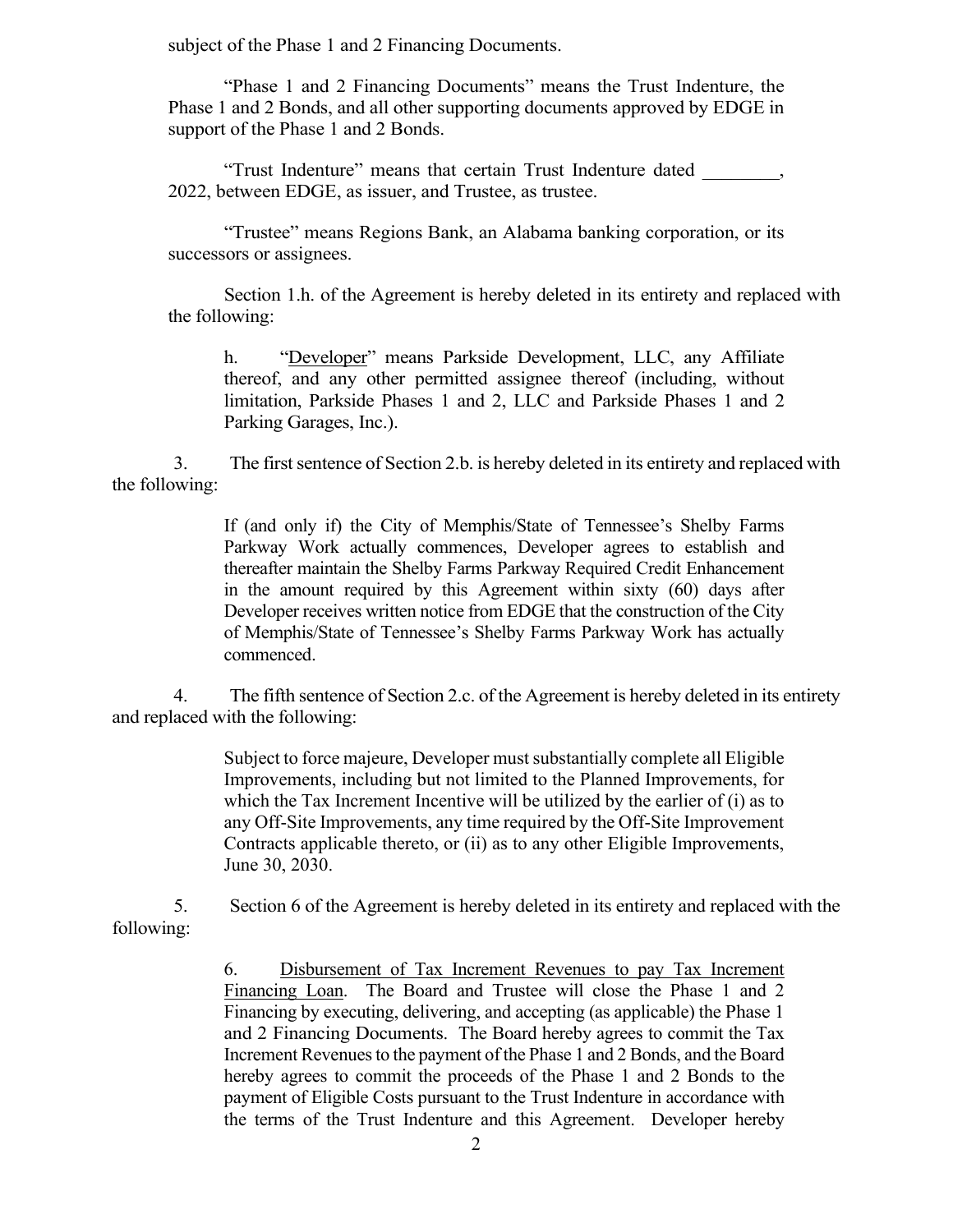subject of the Phase 1 and 2 Financing Documents.

"Phase 1 and 2 Financing Documents" means the Trust Indenture, the Phase 1 and 2 Bonds, and all other supporting documents approved by EDGE in support of the Phase 1 and 2 Bonds.

"Trust Indenture" means that certain Trust Indenture dated ________, 2022, between EDGE, as issuer, and Trustee, as trustee.

"Trustee" means Regions Bank, an Alabama banking corporation, or its successors or assignees.

Section 1.h. of the Agreement is hereby deleted in its entirety and replaced with the following:

> h. "Developer" means Parkside Development, LLC, any Affiliate thereof, and any other permitted assignee thereof (including, without limitation, Parkside Phases 1 and 2, LLC and Parkside Phases 1 and 2 Parking Garages, Inc.).

3. The first sentence of Section 2.b. is hereby deleted in its entirety and replaced with the following:

> If (and only if) the City of Memphis/State of Tennessee's Shelby Farms Parkway Work actually commences, Developer agrees to establish and thereafter maintain the Shelby Farms Parkway Required Credit Enhancement in the amount required by this Agreement within sixty (60) days after Developer receives written notice from EDGE that the construction of the City of Memphis/State of Tennessee's Shelby Farms Parkway Work has actually commenced.

4. The fifth sentence of Section 2.c. of the Agreement is hereby deleted in its entirety and replaced with the following:

> Subject to force majeure, Developer must substantially complete all Eligible Improvements, including but not limited to the Planned Improvements, for which the Tax Increment Incentive will be utilized by the earlier of (i) as to any Off-Site Improvements, any time required by the Off-Site Improvement Contracts applicable thereto, or (ii) as to any other Eligible Improvements, June 30, 2030.

5. Section 6 of the Agreement is hereby deleted in its entirety and replaced with the following:

> 6. Disbursement of Tax Increment Revenues to pay Tax Increment Financing Loan. The Board and Trustee will close the Phase 1 and 2 Financing by executing, delivering, and accepting (as applicable) the Phase 1 and 2 Financing Documents. The Board hereby agrees to commit the Tax Increment Revenues to the payment of the Phase 1 and 2 Bonds, and the Board hereby agrees to commit the proceeds of the Phase 1 and 2 Bonds to the payment of Eligible Costs pursuant to the Trust Indenture in accordance with the terms of the Trust Indenture and this Agreement. Developer hereby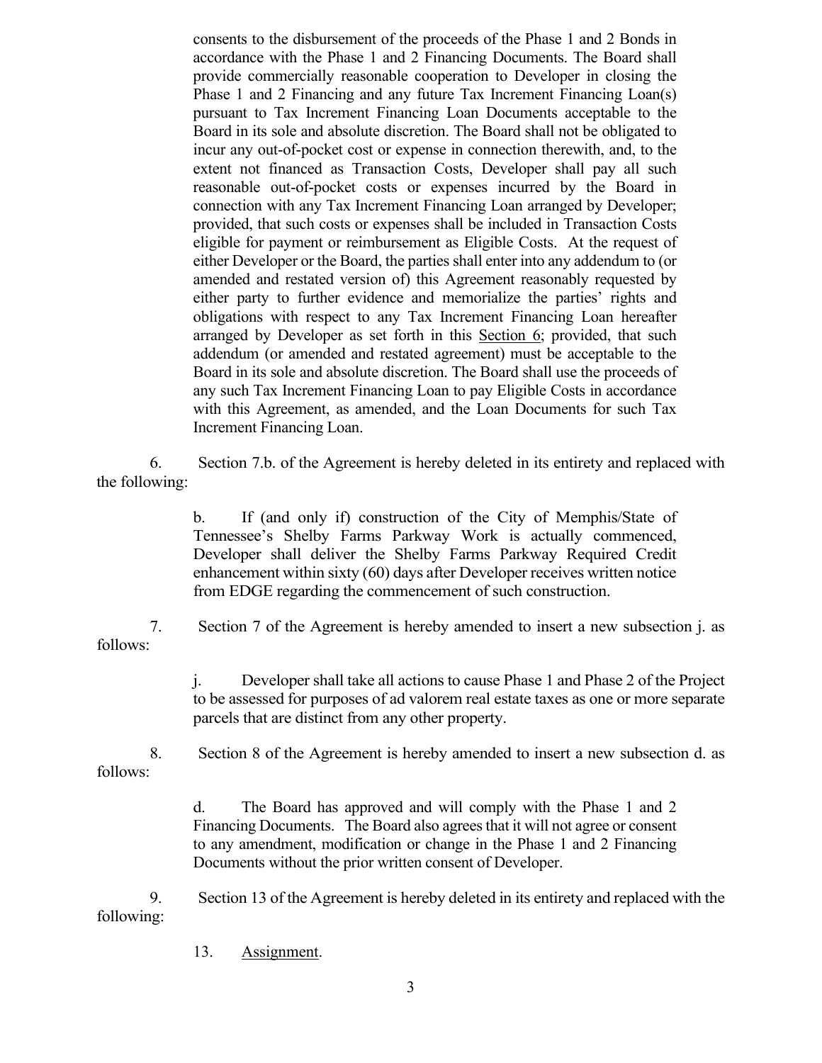consents to the disbursement of the proceeds of the Phase 1 and 2 Bonds in accordance with the Phase 1 and 2 Financing Documents. The Board shall provide commercially reasonable cooperation to Developer in closing the Phase 1 and 2 Financing and any future Tax Increment Financing Loan(s) pursuant to Tax Increment Financing Loan Documents acceptable to the Board in its sole and absolute discretion. The Board shall not be obligated to incur any out-of-pocket cost or expense in connection therewith, and, to the extent not financed as Transaction Costs, Developer shall pay all such reasonable out-of-pocket costs or expenses incurred by the Board in connection with any Tax Increment Financing Loan arranged by Developer; provided, that such costs or expenses shall be included in Transaction Costs eligible for payment or reimbursement as Eligible Costs. At the request of either Developer or the Board, the parties shall enter into any addendum to (or amended and restated version of) this Agreement reasonably requested by either party to further evidence and memorialize the parties' rights and obligations with respect to any Tax Increment Financing Loan hereafter arranged by Developer as set forth in this Section 6; provided, that such addendum (or amended and restated agreement) must be acceptable to the Board in its sole and absolute discretion. The Board shall use the proceeds of any such Tax Increment Financing Loan to pay Eligible Costs in accordance with this Agreement, as amended, and the Loan Documents for such Tax Increment Financing Loan.

6. Section 7.b. of the Agreement is hereby deleted in its entirety and replaced with the following:

> b. If (and only if) construction of the City of Memphis/State of Tennessee's Shelby Farms Parkway Work is actually commenced, Developer shall deliver the Shelby Farms Parkway Required Credit enhancement within sixty (60) days after Developer receives written notice from EDGE regarding the commencement of such construction.

7. Section 7 of the Agreement is hereby amended to insert a new subsection j. as follows:

> j. Developer shall take all actions to cause Phase 1 and Phase 2 of the Project to be assessed for purposes of ad valorem real estate taxes as one or more separate parcels that are distinct from any other property.

8. Section 8 of the Agreement is hereby amended to insert a new subsection d. as follows:

> d. The Board has approved and will comply with the Phase 1 and 2 Financing Documents. The Board also agrees that it will not agree or consent to any amendment, modification or change in the Phase 1 and 2 Financing Documents without the prior written consent of Developer.

9. Section 13 of the Agreement is hereby deleted in its entirety and replaced with the following:

> 13. Assignment.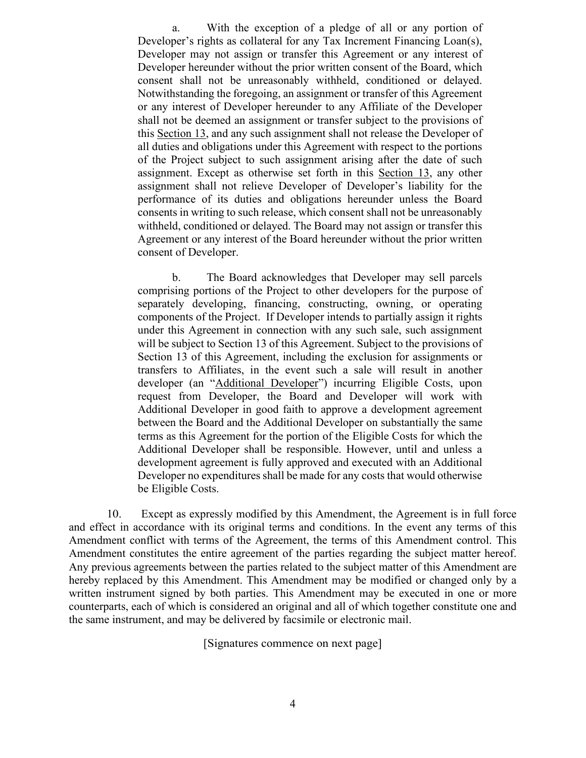a. With the exception of a pledge of all or any portion of Developer's rights as collateral for any Tax Increment Financing Loan(s), Developer may not assign or transfer this Agreement or any interest of Developer hereunder without the prior written consent of the Board, which consent shall not be unreasonably withheld, conditioned or delayed. Notwithstanding the foregoing, an assignment or transfer of this Agreement or any interest of Developer hereunder to any Affiliate of the Developer shall not be deemed an assignment or transfer subject to the provisions of this Section 13, and any such assignment shall not release the Developer of all duties and obligations under this Agreement with respect to the portions of the Project subject to such assignment arising after the date of such assignment. Except as otherwise set forth in this Section 13, any other assignment shall not relieve Developer of Developer's liability for the performance of its duties and obligations hereunder unless the Board consents in writing to such release, which consent shall not be unreasonably withheld, conditioned or delayed. The Board may not assign or transfer this Agreement or any interest of the Board hereunder without the prior written consent of Developer.

b. The Board acknowledges that Developer may sell parcels comprising portions of the Project to other developers for the purpose of separately developing, financing, constructing, owning, or operating components of the Project. If Developer intends to partially assign it rights under this Agreement in connection with any such sale, such assignment will be subject to Section 13 of this Agreement. Subject to the provisions of Section 13 of this Agreement, including the exclusion for assignments or transfers to Affiliates, in the event such a sale will result in another developer (an "Additional Developer") incurring Eligible Costs, upon request from Developer, the Board and Developer will work with Additional Developer in good faith to approve a development agreement between the Board and the Additional Developer on substantially the same terms as this Agreement for the portion of the Eligible Costs for which the Additional Developer shall be responsible. However, until and unless a development agreement is fully approved and executed with an Additional Developer no expenditures shall be made for any costs that would otherwise be Eligible Costs.

10. Except as expressly modified by this Amendment, the Agreement is in full force and effect in accordance with its original terms and conditions. In the event any terms of this Amendment conflict with terms of the Agreement, the terms of this Amendment control. This Amendment constitutes the entire agreement of the parties regarding the subject matter hereof. Any previous agreements between the parties related to the subject matter of this Amendment are hereby replaced by this Amendment. This Amendment may be modified or changed only by a written instrument signed by both parties. This Amendment may be executed in one or more counterparts, each of which is considered an original and all of which together constitute one and the same instrument, and may be delivered by facsimile or electronic mail.

[Signatures commence on next page]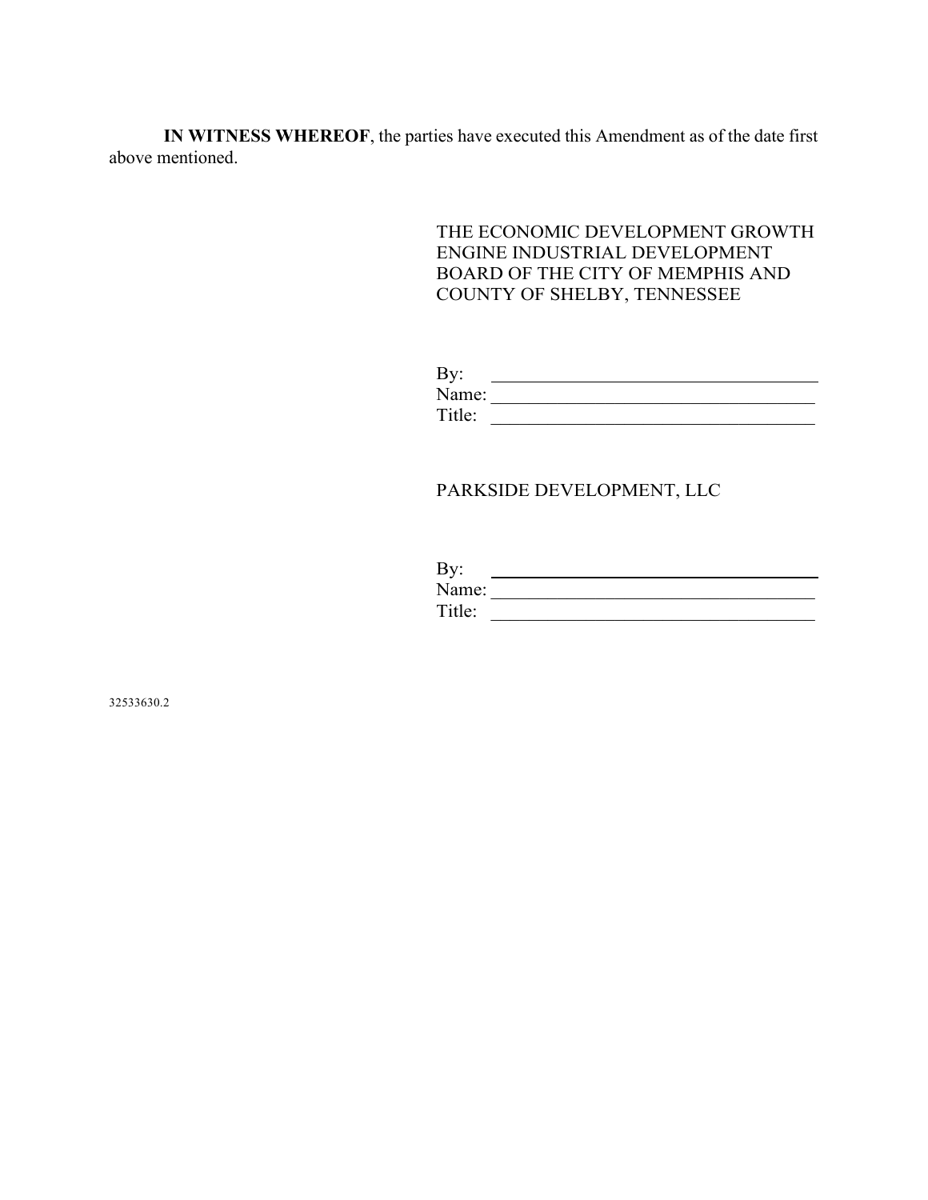**IN WITNESS WHEREOF**, the parties have executed this Amendment as of the date first above mentioned.

THE ECONOMIC DEVELOPMENT GROWTH ENGINE INDUSTRIAL DEVELOPMENT BOARD OF THE CITY OF MEMPHIS AND COUNTY OF SHELBY, TENNESSEE

By: ___________________________________
Name: _________________________________
Title: ________________________________

PARKSIDE DEVELOPMENT, LLC

By: ___________________________________
Name: _________________________________
Title: ________________________________

32533630.2